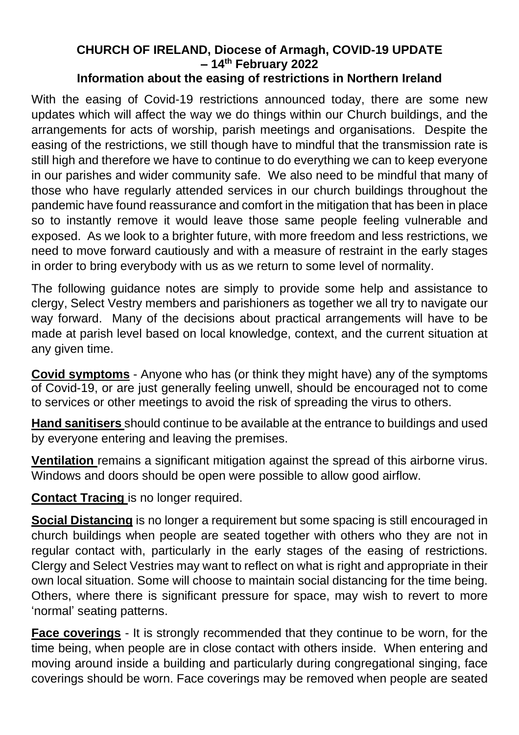# CHURCH OF IRELAND, Diocese of Armagh, COVID-19 UPDATE – 14th February 2022

## Information about the easing of restrictions in Northern Ireland

With the easing of Covid-19 restrictions announced today, there are some new updates which will affect the way we do things within our Church buildings, and the arrangements for acts of worship, parish meetings and organisations. Despite the easing of the restrictions, we still though have to mindful that the transmission rate is still high and therefore we have to continue to do everything we can to keep everyone in our parishes and wider community safe. We also need to be mindful that many of those who have regularly attended services in our church buildings throughout the pandemic have found reassurance and comfort in the mitigation that has been in place so to instantly remove it would leave those same people feeling vulnerable and exposed. As we look to a brighter future, with more freedom and less restrictions, we need to move forward cautiously and with a measure of restraint in the early stages in order to bring everybody with us as we return to some level of normality.

The following guidance notes are simply to provide some help and assistance to clergy, Select Vestry members and parishioners as together we all try to navigate our way forward. Many of the decisions about practical arrangements will have to be made at parish level based on local knowledge, context, and the current situation at any given time.

**Covid symptoms** - Anyone who has (or think they might have) any of the symptoms of Covid-19, or are just generally feeling unwell, should be encouraged not to come to services or other meetings to avoid the risk of spreading the virus to others.

**Hand sanitisers** should continue to be available at the entrance to buildings and used by everyone entering and leaving the premises.

**Ventilation** remains a significant mitigation against the spread of this airborne virus. Windows and doors should be open were possible to allow good airflow.

**Contact Tracing** is no longer required.

**Social Distancing** is no longer a requirement but some spacing is still encouraged in church buildings when people are seated together with others who they are not in regular contact with, particularly in the early stages of the easing of restrictions. Clergy and Select Vestries may want to reflect on what is right and appropriate in their own local situation. Some will choose to maintain social distancing for the time being. Others, where there is significant pressure for space, may wish to revert to more 'normal' seating patterns.

**Face coverings** - It is strongly recommended that they continue to be worn, for the time being, when people are in close contact with others inside. When entering and moving around inside a building and particularly during congregational singing, face coverings should be worn. Face coverings may be removed when people are seated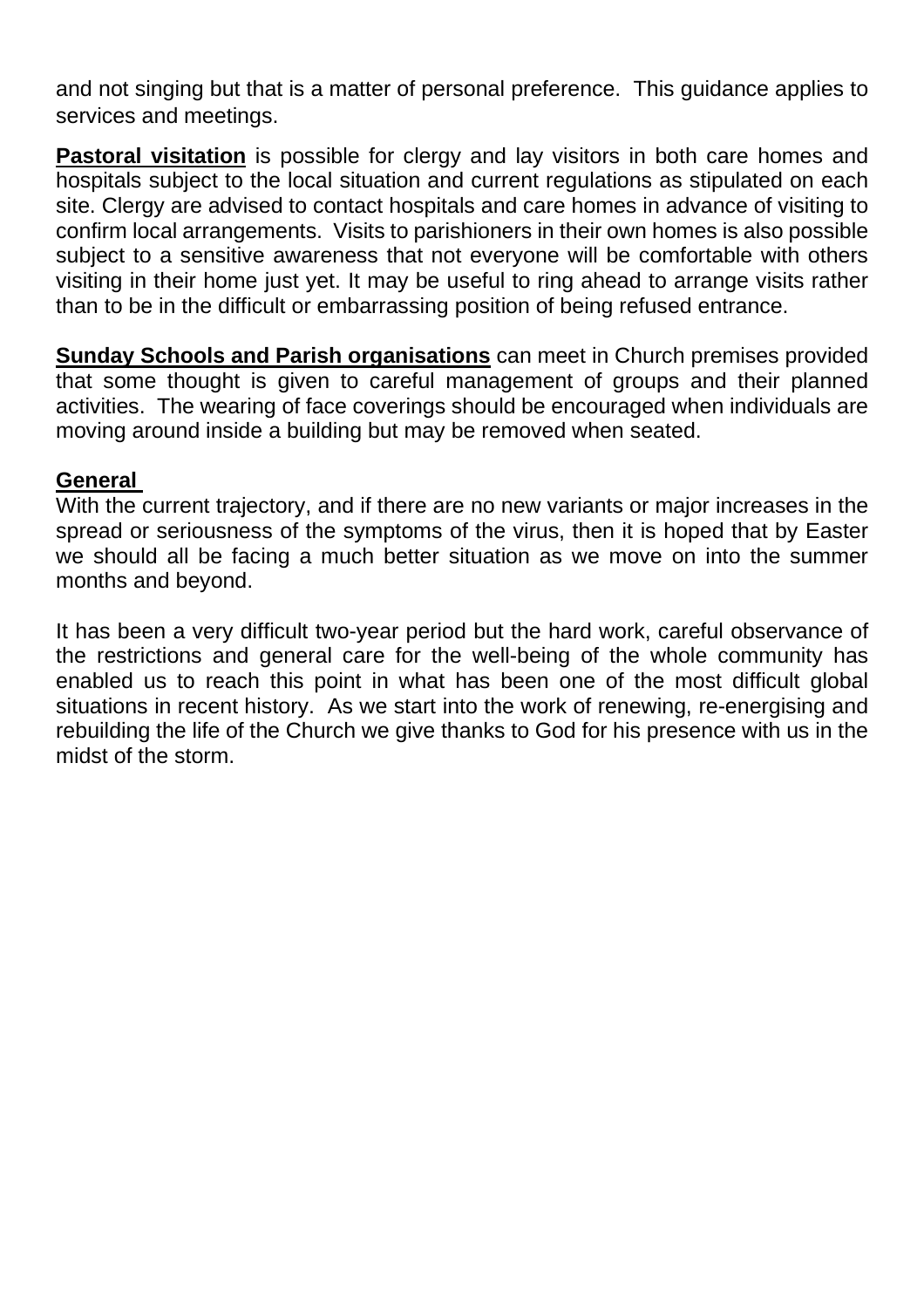and not singing but that is a matter of personal preference. This guidance applies to services and meetings.

**Pastoral visitation** is possible for clergy and lay visitors in both care homes and hospitals subject to the local situation and current regulations as stipulated on each site. Clergy are advised to contact hospitals and care homes in advance of visiting to confirm local arrangements. Visits to parishioners in their own homes is also possible subject to a sensitive awareness that not everyone will be comfortable with others visiting in their home just yet. It may be useful to ring ahead to arrange visits rather than to be in the difficult or embarrassing position of being refused entrance.

**Sunday Schools and Parish organisations** can meet in Church premises provided that some thought is given to careful management of groups and their planned activities. The wearing of face coverings should be encouraged when individuals are moving around inside a building but may be removed when seated.

**General**

With the current trajectory, and if there are no new variants or major increases in the spread or seriousness of the symptoms of the virus, then it is hoped that by Easter we should all be facing a much better situation as we move on into the summer months and beyond.

It has been a very difficult two-year period but the hard work, careful observance of the restrictions and general care for the well-being of the whole community has enabled us to reach this point in what has been one of the most difficult global situations in recent history. As we start into the work of renewing, re-energising and rebuilding the life of the Church we give thanks to God for his presence with us in the midst of the storm.